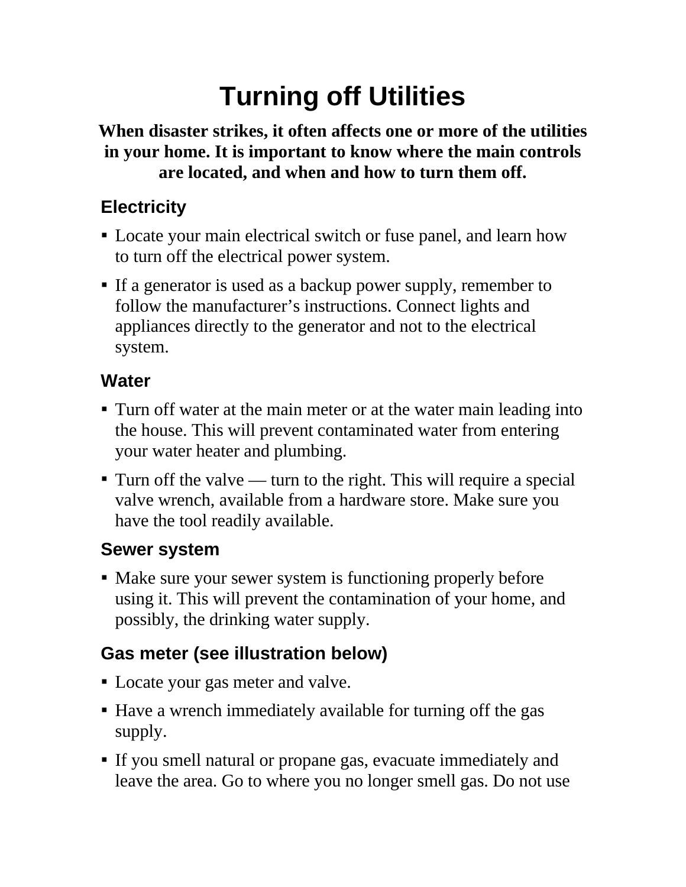# Turning off Utilities

**When disaster strikes, it often affects one or more of the utilities in your home. It is important to know where the main controls are located, and when and how to turn them off.**

## Electricity

- Locate your main electrical switch or fuse panel, and learn how to turn off the electrical power system.
- If a generator is used as a backup power supply, remember to follow the manufacturer's instructions. Connect lights and appliances directly to the generator and not to the electrical system.

## Water

- Turn off water at the main meter or at the water main leading into the house. This will prevent contaminated water from entering your water heater and plumbing.
- Turn off the valve — turn to the right. This will require a special valve wrench, available from a hardware store. Make sure you have the tool readily available.

## Sewer system

- Make sure your sewer system is functioning properly before using it. This will prevent the contamination of your home, and possibly, the drinking water supply.

## Gas meter (see illustration below)

- Locate your gas meter and valve.
- Have a wrench immediately available for turning off the gas supply.
- If you smell natural or propane gas, evacuate immediately and leave the area. Go to where you no longer smell gas. Do not use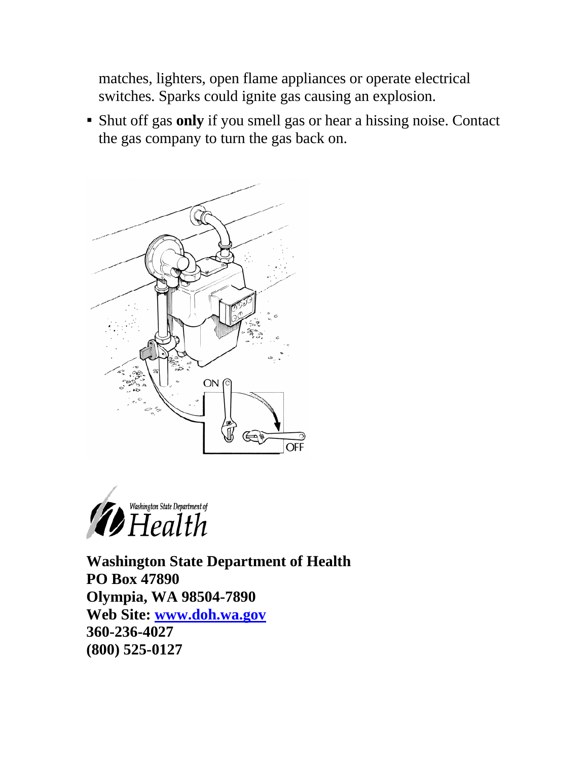matches, lighters, open flame appliances or operate electrical switches. Sparks could ignite gas causing an explosion.

- Shut off gas **only** if you smell gas or hear a hissing noise. Contact the gas company to turn the gas back on.

ON

OFF

Washington State Department of Health

**Washington State Department of Health**
**PO Box 47890**
**Olympia, WA 98504-7890**
**Web Site: [www.doh.wa.gov](http://www.doh.wa.gov)**
**360-236-4027**
**(800) 525-0127**